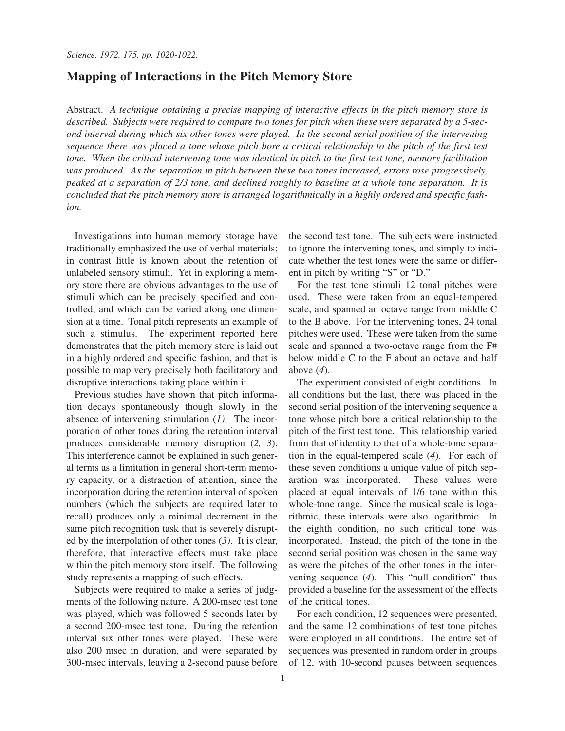*Science, 1972, 175, pp. 1020-1022.*

# Mapping of Interactions in the Pitch Memory Store

Abstract. *A technique obtaining a precise mapping of interactive effects in the pitch memory store is described. Subjects were required to compare two tones for pitch when these were separated by a 5-second interval during which six other tones were played. In the second serial position of the intervening sequence there was placed a tone whose pitch bore a critical relationship to the pitch of the first test tone. When the critical intervening tone was identical in pitch to the first test tone, memory facilitation was produced. As the separation in pitch between these two tones increased, errors rose progressively, peaked at a separation of 2/3 tone, and declined roughly to baseline at a whole tone separation. It is concluded that the pitch memory store is arranged logarithmically in a highly ordered and specific fashion.*

Investigations into human memory storage have traditionally emphasized the use of verbal materials; in contrast little is known about the retention of unlabeled sensory stimuli. Yet in exploring a memory store there are obvious advantages to the use of stimuli which can be precisely specified and controlled, and which can be varied along one dimension at a time. Tonal pitch represents an example of such a stimulus. The experiment reported here demonstrates that the pitch memory store is laid out in a highly ordered and specific fashion, and that is possible to map very precisely both facilitatory and disruptive interactions taking place within it.

Previous studies have shown that pitch information decays spontaneously though slowly in the absence of intervening stimulation (*1*). The incorporation of other tones during the retention interval produces considerable memory disruption (*2, 3*). This interference cannot be explained in such general terms as a limitation in general short-term memory capacity, or a distraction of attention, since the incorporation during the retention interval of spoken numbers (which the subjects are required later to recall) produces only a minimal decrement in the same pitch recognition task that is severely disrupted by the interpolation of other tones (*3*). It is clear, therefore, that interactive effects must take place within the pitch memory store itself. The following study represents a mapping of such effects.

Subjects were required to make a series of judgments of the following nature. A 200-msec test tone was played, which was followed 5 seconds later by a second 200-msec test tone. During the retention interval six other tones were played. These were also 200 msec in duration, and were separated by 300-msec intervals, leaving a 2-second pause before the second test tone. The subjects were instructed to ignore the intervening tones, and simply to indicate whether the test tones were the same or different in pitch by writing "S" or "D."

For the test tone stimuli 12 tonal pitches were used. These were taken from an equal-tempered scale, and spanned an octave range from middle C to the B above. For the intervening tones, 24 tonal pitches were used. These were taken from the same scale and spanned a two-octave range from the F# below middle C to the F about an octave and half above (*4*).

The experiment consisted of eight conditions. In all conditions but the last, there was placed in the second serial position of the intervening sequence a tone whose pitch bore a critical relationship to the pitch of the first test tone. This relationship varied from that of identity to that of a whole-tone separation in the equal-tempered scale (*4*). For each of these seven conditions a unique value of pitch separation was incorporated. These values were placed at equal intervals of 1/6 tone within this whole-tone range. Since the musical scale is logarithmic, these intervals were also logarithmic. In the eighth condition, no such critical tone was incorporated. Instead, the pitch of the tone in the second serial position was chosen in the same way as were the pitches of the other tones in the intervening sequence (*4*). This "null condition" thus provided a baseline for the assessment of the effects of the critical tones.

For each condition, 12 sequences were presented, and the same 12 combinations of test tone pitches were employed in all conditions. The entire set of sequences was presented in random order in groups of 12, with 10-second pauses between sequences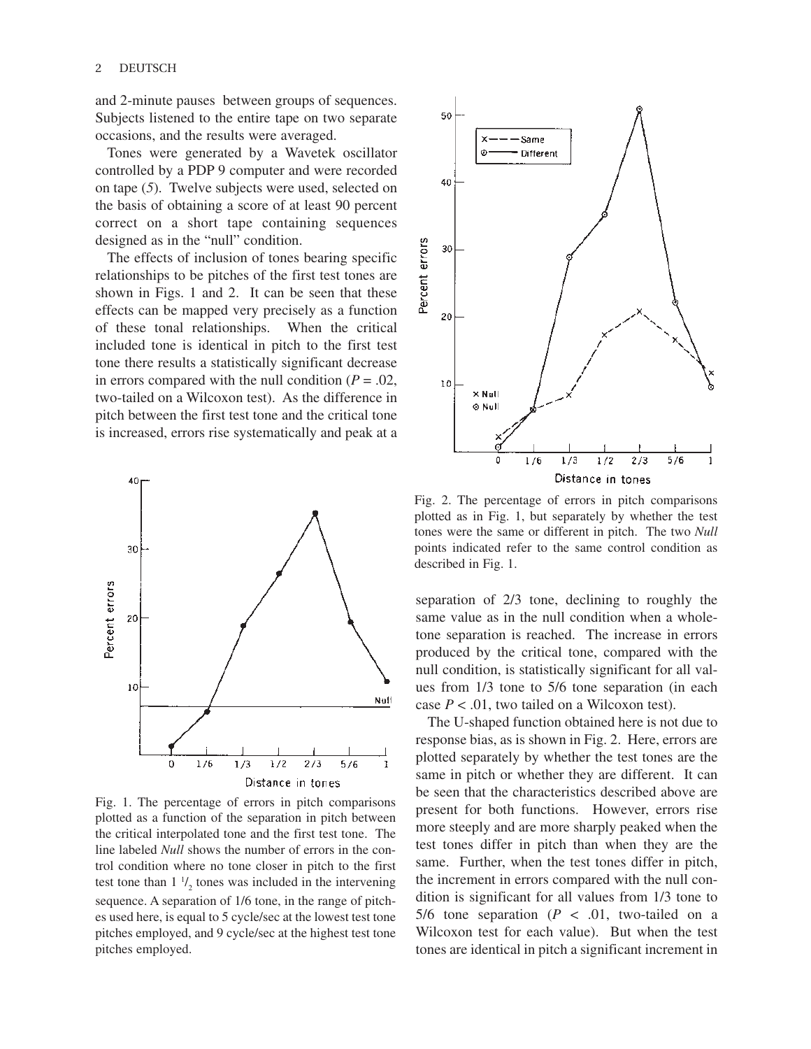and 2-minute pauses between groups of sequences. Subjects listened to the entire tape on two separate occasions, and the results were averaged.

Tones were generated by a Wavetek oscillator controlled by a PDP 9 computer and were recorded on tape (*5*). Twelve subjects were used, selected on the basis of obtaining a score of at least 90 percent correct on a short tape containing sequences designed as in the "null" condition.

The effects of inclusion of tones bearing specific relationships to be pitches of the first test tones are shown in Figs. 1 and 2. It can be seen that these effects can be mapped very precisely as a function of these tonal relationships. When the critical included tone is identical in pitch to the first test tone there results a statistically significant decrease in errors compared with the null condition ($P = .02$, two-tailed on a Wilcoxon test). As the difference in pitch between the first test tone and the critical tone is increased, errors rise systematically and peak at a separation of 2/3 tone, declining to roughly the same value as in the null condition when a whole-tone separation is reached. The increase in errors produced by the critical tone, compared with the null condition, is statistically significant for all values from 1/3 tone to 5/6 tone separation (in each case $P < .01$, two tailed on a Wilcoxon test).

Fig. 1. The percentage of errors in pitch comparisons plotted as a function of the separation in pitch between the critical interpolated tone and the first test tone. The line labeled *Null* shows the number of errors in the control condition where no tone closer in pitch to the first test tone than 1 $^{1}/_{2}$ tones was included in the intervening sequence. A separation of 1/6 tone, in the range of pitches used here, is equal to 5 cycle/sec at the lowest test tone pitches employed, and 9 cycle/sec at the highest test tone pitches employed.

Fig. 2. The percentage of errors in pitch comparisons plotted as in Fig. 1, but separately by whether the test tones were the same or different in pitch. The two *Null* points indicated refer to the same control condition as described in Fig. 1.

The U-shaped function obtained here is not due to response bias, as is shown in Fig. 2. Here, errors are plotted separately by whether the test tones are the same in pitch or whether they are different. It can be seen that the characteristics described above are present for both functions. However, errors rise more steeply and are more sharply peaked when the test tones differ in pitch than when they are the same. Further, when the test tones differ in pitch, the increment in errors compared with the null condition is significant for all values from 1/3 tone to 5/6 tone separation ($P < .01$, two-tailed on a Wilcoxon test for each value). But when the test tones are identical in pitch a significant increment in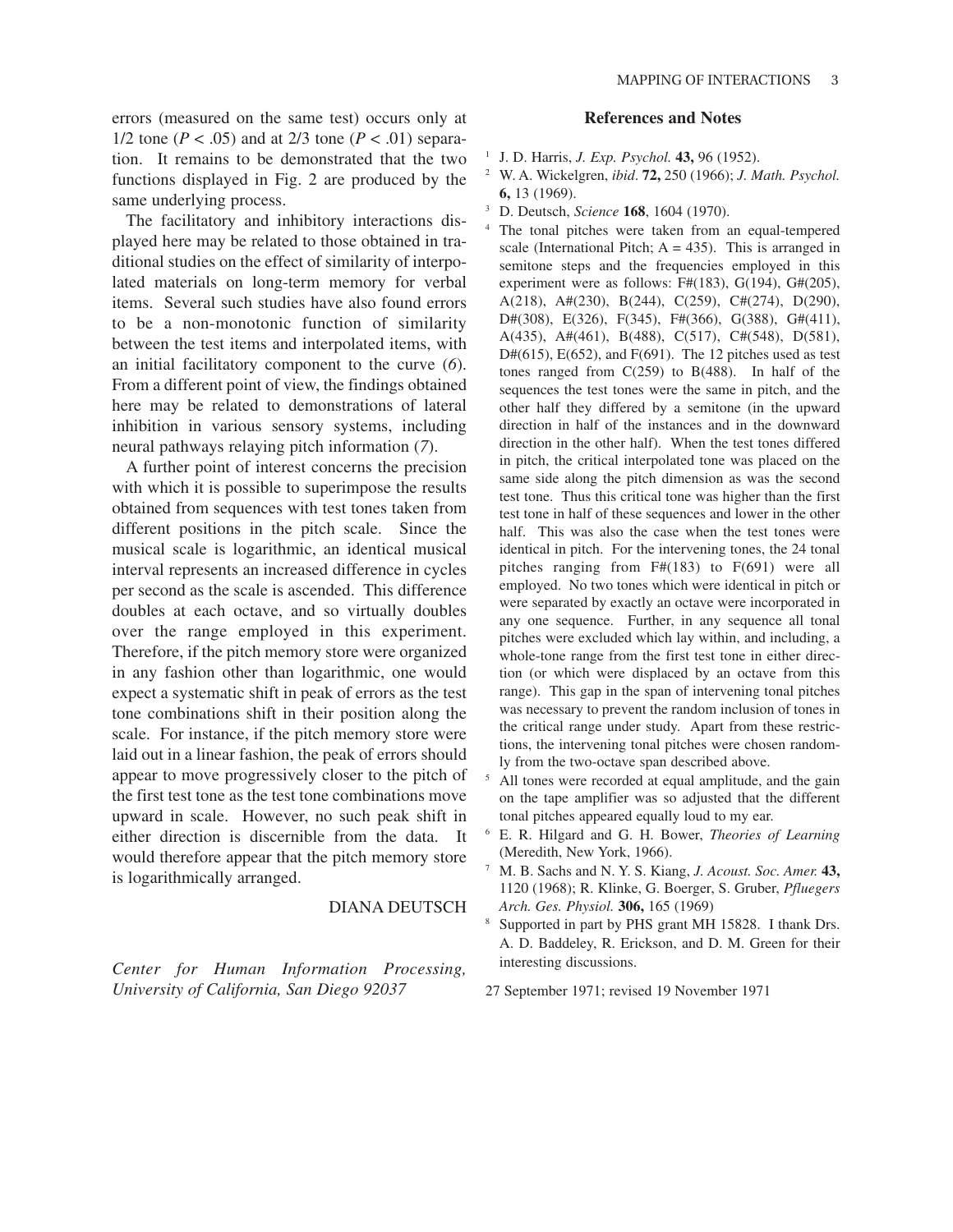errors (measured on the same test) occurs only at 1/2 tone ($P < .05$) and at 2/3 tone ($P < .01$) separation. It remains to be demonstrated that the two functions displayed in Fig. 2 are produced by the same underlying process.

The facilitatory and inhibitory interactions displayed here may be related to those obtained in traditional studies on the effect of similarity of interpolated materials on long-term memory for verbal items. Several such studies have also found errors to be a non-monotonic function of similarity between the test items and interpolated items, with an initial facilitatory component to the curve (*6*). From a different point of view, the findings obtained here may be related to demonstrations of lateral inhibition in various sensory systems, including neural pathways relaying pitch information (*7*).

A further point of interest concerns the precision with which it is possible to superimpose the results obtained from sequences with test tones taken from different positions in the pitch scale. Since the musical scale is logarithmic, an identical musical interval represents an increased difference in cycles per second as the scale is ascended. This difference doubles at each octave, and so virtually doubles over the range employed in this experiment. Therefore, if the pitch memory store were organized in any fashion other than logarithmic, one would expect a systematic shift in peak of errors as the test tone combinations shift in their position along the scale. For instance, if the pitch memory store were laid out in a linear fashion, the peak of errors should appear to move progressively closer to the pitch of the first test tone as the test tone combinations move upward in scale. However, no such peak shift in either direction is discernible from the data. It would therefore appear that the pitch memory store is logarithmically arranged.

DIANA DEUTSCH

*Center for Human Information Processing, University of California, San Diego 92037*

## References and Notes

1. J. D. Harris, *J. Exp. Psychol.* **43,** 96 (1952).
2. W. A. Wickelgren, *ibid*. **72,** 250 (1966); *J. Math. Psychol.* **6,** 13 (1969).
3. D. Deutsch, *Science* **168**, 1604 (1970).
4. The tonal pitches were taken from an equal-tempered scale (International Pitch; A = 435). This is arranged in semitone steps and the frequencies employed in this experiment were as follows: F#(183), G(194), G#(205), A(218), A#(230), B(244), C(259), C#(274), D(290), D#(308), E(326), F(345), F#(366), G(388), G#(411), A(435), A#(461), B(488), C(517), C#(548), D(581), D#(615), E(652), and F(691). The 12 pitches used as test tones ranged from C(259) to B(488). In half of the sequences the test tones were the same in pitch, and the other half they differed by a semitone (in the upward direction in half of the instances and in the downward direction in the other half). When the test tones differed in pitch, the critical interpolated tone was placed on the same side along the pitch dimension as was the second test tone. Thus this critical tone was higher than the first test tone in half of these sequences and lower in the other half. This was also the case when the test tones were identical in pitch. For the intervening tones, the 24 tonal pitches ranging from F#(183) to F(691) were all employed. No two tones which were identical in pitch or were separated by exactly an octave were incorporated in any one sequence. Further, in any sequence all tonal pitches were excluded which lay within, and including, a whole-tone range from the first test tone in either direction (or which were displaced by an octave from this range). This gap in the span of intervening tonal pitches was necessary to prevent the random inclusion of tones in the critical range under study. Apart from these restrictions, the intervening tonal pitches were chosen randomly from the two-octave span described above.
5. All tones were recorded at equal amplitude, and the gain on the tape amplifier was so adjusted that the different tonal pitches appeared equally loud to my ear.
6. E. R. Hilgard and G. H. Bower, *Theories of Learning* (Meredith, New York, 1966).
7. M. B. Sachs and N. Y. S. Kiang, *J. Acoust. Soc. Amer.* **43,** 1120 (1968); R. Klinke, G. Boerger, S. Gruber, *Pfluegers Arch. Ges. Physiol.* **306,** 165 (1969)
8. Supported in part by PHS grant MH 15828. I thank Drs. A. D. Baddeley, R. Erickson, and D. M. Green for their interesting discussions.

27 September 1971; revised 19 November 1971